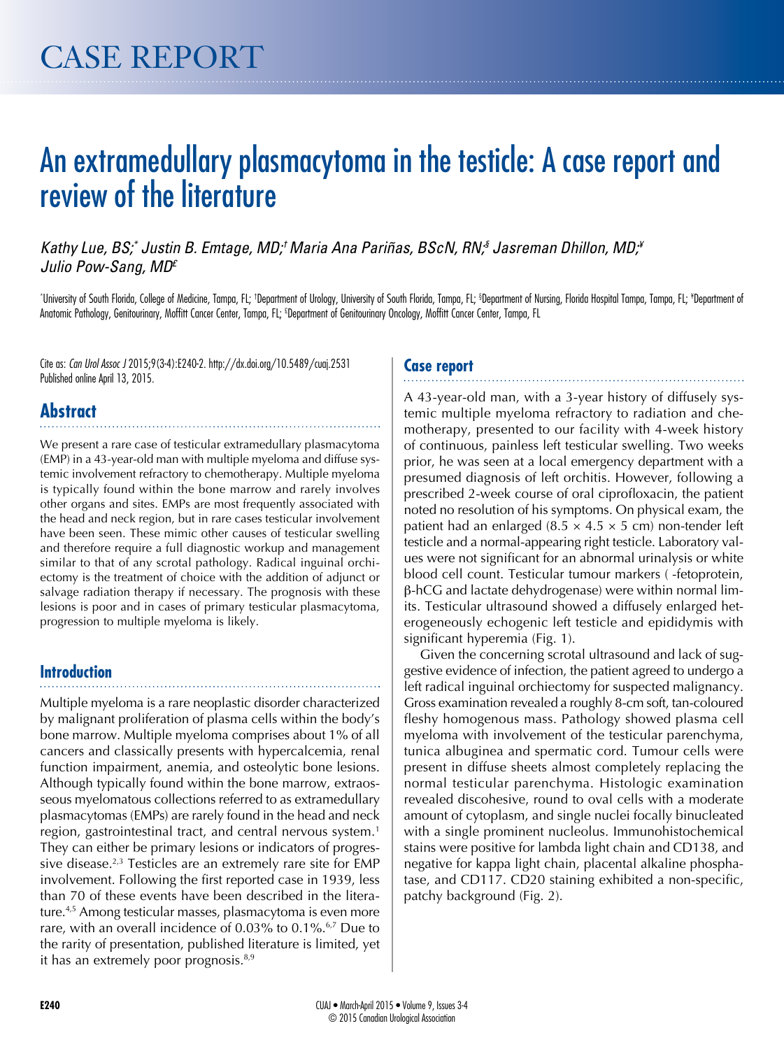# CASE REPORT

# An extramedullary plasmacytoma in the testicle: A case report and review of the literature

*Kathy Lue, BS;[*] Justin B. Emtage, MD;[†] Maria Ana Pariñas, BScN, RN;[§] Jasreman Dhillon, MD;[¥] Julio Pow-Sang, MD[£]*

[*]University of South Florida, College of Medicine, Tampa, FL; [†]Department of Urology, University of South Florida, Tampa, FL; [§]Department of Nursing, Florida Hospital Tampa, Tampa, FL; [¥]Department of Anatomic Pathology, Genitourinary, Moffitt Cancer Center, Tampa, FL; [£]Department of Genitourinary Oncology, Moffitt Cancer Center, Tampa, FL

Cite as: *Can Urol Assoc J* 2015;9(3-4):E240-2. http://dx.doi.org/10.5489/cuaj.2531
Published online April 13, 2015.

## Abstract

We present a rare case of testicular extramedullary plasmacytoma (EMP) in a 43-year-old man with multiple myeloma and diffuse systemic involvement refractory to chemotherapy. Multiple myeloma is typically found within the bone marrow and rarely involves other organs and sites. EMPs are most frequently associated with the head and neck region, but in rare cases testicular involvement have been seen. These mimic other causes of testicular swelling and therefore require a full diagnostic workup and management similar to that of any scrotal pathology. Radical inguinal orchiectomy is the treatment of choice with the addition of adjunct or salvage radiation therapy if necessary. The prognosis with these lesions is poor and in cases of primary testicular plasmacytoma, progression to multiple myeloma is likely.

## Introduction

Multiple myeloma is a rare neoplastic disorder characterized by malignant proliferation of plasma cells within the body's bone marrow. Multiple myeloma comprises about 1% of all cancers and classically presents with hypercalcemia, renal function impairment, anemia, and osteolytic bone lesions. Although typically found within the bone marrow, extraosseous myelomatous collections referred to as extramedullary plasmacytomas (EMPs) are rarely found in the head and neck region, gastrointestinal tract, and central nervous system.[1] They can either be primary lesions or indicators of progressive disease.[2,3] Testicles are an extremely rare site for EMP involvement. Following the first reported case in 1939, less than 70 of these events have been described in the literature.[4,5] Among testicular masses, plasmacytoma is even more rare, with an overall incidence of 0.03% to 0.1%.[6,7] Due to the rarity of presentation, published literature is limited, yet it has an extremely poor prognosis.[8,9]

## Case report

A 43-year-old man, with a 3-year history of diffusely systemic multiple myeloma refractory to radiation and chemotherapy, presented to our facility with 4-week history of continuous, painless left testicular swelling. Two weeks prior, he was seen at a local emergency department with a presumed diagnosis of left orchitis. However, following a prescribed 2-week course of oral ciprofloxacin, the patient noted no resolution of his symptoms. On physical exam, the patient had an enlarged (8.5 × 4.5 × 5 cm) non-tender left testicle and a normal-appearing right testicle. Laboratory values were not significant for an abnormal urinalysis or white blood cell count. Testicular tumour markers ( -fetoprotein, β-hCG and lactate dehydrogenase) were within normal limits. Testicular ultrasound showed a diffusely enlarged heterogeneously echogenic left testicle and epididymis with significant hyperemia (Fig. 1).

Given the concerning scrotal ultrasound and lack of suggestive evidence of infection, the patient agreed to undergo a left radical inguinal orchiectomy for suspected malignancy. Gross examination revealed a roughly 8-cm soft, tan-coloured fleshy homogenous mass. Pathology showed plasma cell myeloma with involvement of the testicular parenchyma, tunica albuginea and spermatic cord. Tumour cells were present in diffuse sheets almost completely replacing the normal testicular parenchyma. Histologic examination revealed discohesive, round to oval cells with a moderate amount of cytoplasm, and single nuclei focally binucleated with a single prominent nucleolus. Immunohistochemical stains were positive for lambda light chain and CD138, and negative for kappa light chain, placental alkaline phosphatase, and CD117. CD20 staining exhibited a non-specific, patchy background (Fig. 2).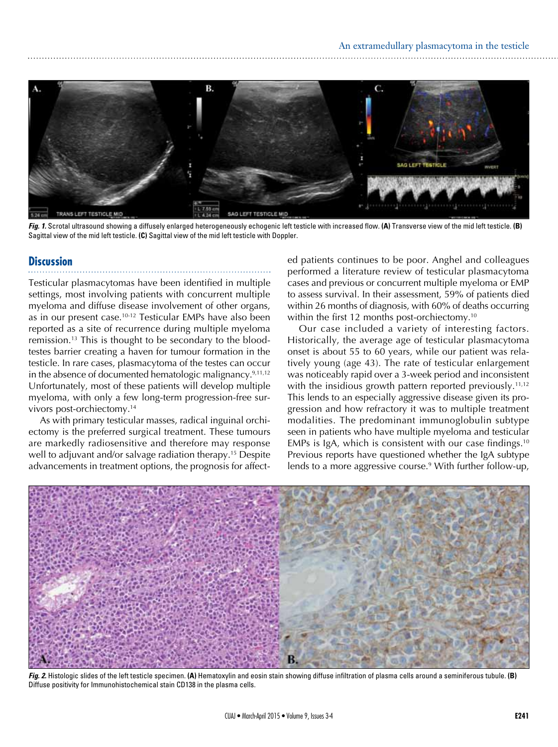*Fig. 1.* Scrotal ultrasound showing a diffusely enlarged heterogeneously echogenic left testicle with increased flow. **(A)** Transverse view of the mid left testicle. **(B)** Sagittal view of the mid left testicle. **(C)** Sagittal view of the mid left testicle with Doppler.

## Discussion

Testicular plasmacytomas have been identified in multiple settings, most involving patients with concurrent multiple myeloma and diffuse disease involvement of other organs, as in our present case.[10-12] Testicular EMPs have also been reported as a site of recurrence during multiple myeloma remission.[13] This is thought to be secondary to the blood-testes barrier creating a haven for tumour formation in the testicle. In rare cases, plasmacytoma of the testes can occur in the absence of documented hematologic malignancy.[9,11,12] Unfortunately, most of these patients will develop multiple myeloma, with only a few long-term progression-free survivors post-orchiectomy.[14]

As with primary testicular masses, radical inguinal orchiectomy is the preferred surgical treatment. These tumours are markedly radiosensitive and therefore may response well to adjuvant and/or salvage radiation therapy.[15] Despite advancements in treatment options, the prognosis for affected patients continues to be poor. Anghel and colleagues performed a literature review of testicular plasmacytoma cases and previous or concurrent multiple myeloma or EMP to assess survival. In their assessment, 59% of patients died within 26 months of diagnosis, with 60% of deaths occurring within the first 12 months post-orchiectomy.[10]

Our case included a variety of interesting factors. Historically, the average age of testicular plasmacytoma onset is about 55 to 60 years, while our patient was relatively young (age 43). The rate of testicular enlargement was noticeably rapid over a 3-week period and inconsistent with the insidious growth pattern reported previously.[11,12] This lends to an especially aggressive disease given its progression and how refractory it was to multiple treatment modalities. The predominant immunoglobulin subtype seen in patients who have multiple myeloma and testicular EMPs is IgA, which is consistent with our case findings.[10] Previous reports have questioned whether the IgA subtype lends to a more aggressive course.[9] With further follow-up,

*Fig. 2.* Histologic slides of the left testicle specimen. **(A)** Hematoxylin and eosin stain showing diffuse infiltration of plasma cells around a seminiferous tubule. **(B)** Diffuse positivity for Immunohistochemical stain CD138 in the plasma cells.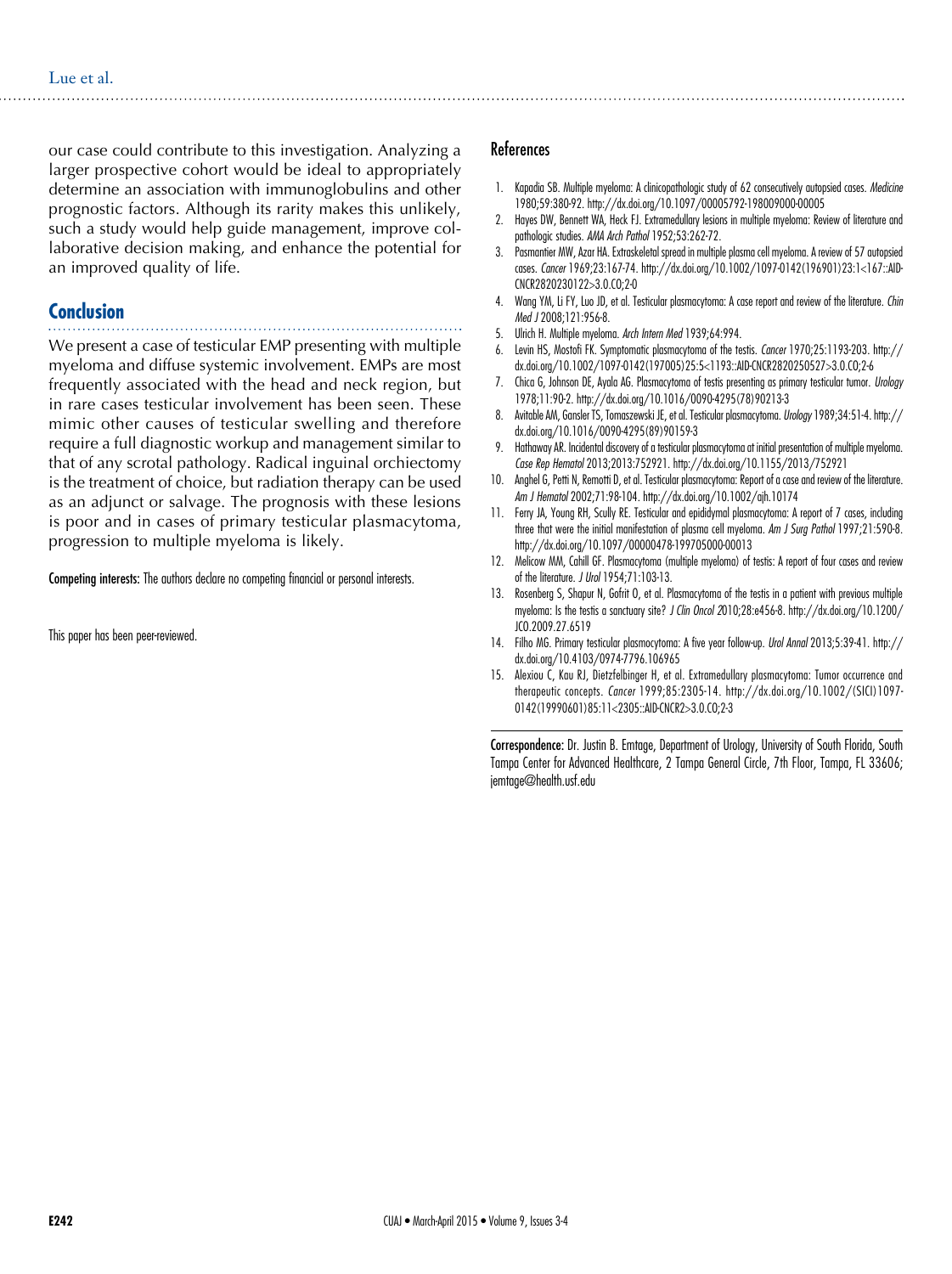our case could contribute to this investigation. Analyzing a larger prospective cohort would be ideal to appropriately determine an association with immunoglobulins and other prognostic factors. Although its rarity makes this unlikely, such a study would help guide management, improve collaborative decision making, and enhance the potential for an improved quality of life.

## Conclusion

We present a case of testicular EMP presenting with multiple myeloma and diffuse systemic involvement. EMPs are most frequently associated with the head and neck region, but in rare cases testicular involvement has been seen. These mimic other causes of testicular swelling and therefore require a full diagnostic workup and management similar to that of any scrotal pathology. Radical inguinal orchiectomy is the treatment of choice, but radiation therapy can be used as an adjunct or salvage. The prognosis with these lesions is poor and in cases of primary testicular plasmacytoma, progression to multiple myeloma is likely.

**Competing interests:** The authors declare no competing financial or personal interests.

This paper has been peer-reviewed.

## References

1. Kapadia SB. Multiple myeloma: A clinicopathologic study of 62 consecutively autopsied cases. *Medicine* 1980;59:380-92. http://dx.doi.org/10.1097/00005792-198009000-00005
2. Hayes DW, Bennett WA, Heck FJ. Extramedullary lesions in multiple myeloma: Review of literature and pathologic studies. *AMA Arch Pathol* 1952;53:262-72.
3. Pasmantier MW, Azar HA. Extraskeletal spread in multiple plasma cell myeloma. A review of 57 autopsied cases. *Cancer* 1969;23:167-74. http://dx.doi.org/10.1002/1097-0142(196901)23:1<167::AID-CNCR2820230122>3.0.CO;2-0
4. Wang YM, Li FY, Luo JD, et al. Testicular plasmacytoma: A case report and review of the literature. *Chin Med J* 2008;121:956-8.
5. Ulrich H. Multiple myeloma. *Arch Intern Med* 1939;64:994.
6. Levin HS, Mostofi FK. Symptomatic plasmacytoma of the testis. *Cancer* 1970;25:1193-203. http://dx.doi.org/10.1002/1097-0142(197005)25:5<1193::AID-CNCR2820250527>3.0.CO;2-6
7. Chica G, Johnson DE, Ayala AG. Plasmacytoma of testis presenting as primary testicular tumor. *Urology* 1978;11:90-2. http://dx.doi.org/10.1016/0090-4295(78)90213-3
8. Avitable AM, Gansler TS, Tomaszewski JE, et al. Testicular plasmacytoma. *Urology* 1989;34:51-4. http://dx.doi.org/10.1016/0090-4295(89)90159-3
9. Hathaway AR. Incidental discovery of a testicular plasmacytoma at initial presentation of multiple myeloma. *Case Rep Hematol* 2013;2013:752921. http://dx.doi.org/10.1155/2013/752921
10. Anghel G, Petti N, Remotti D, et al. Testicular plasmacytoma: Report of a case and review of the literature. *Am J Hematol* 2002;71:98-104. http://dx.doi.org/10.1002/ajh.10174
11. Ferry JA, Young RH, Scully RE. Testicular and epididymal plasmacytoma: A report of 7 cases, including three that were the initial manifestation of plasma cell myeloma. *Am J Surg Pathol* 1997;21:590-8. http://dx.doi.org/10.1097/00000478-199705000-00013
12. Melicow MM, Cahill GF. Plasmacytoma (multiple myeloma) of testis: A report of four cases and review of the literature. *J Urol* 1954;71:103-13.
13. Rosenberg S, Shapur N, Gofrit O, et al. Plasmacytoma of the testis in a patient with previous multiple myeloma: Is the testis a sanctuary site? *J Clin Oncol* 2010;28:e456-8. http://dx.doi.org/10.1200/JCO.2009.27.6519
14. Filho MG. Primary testicular plasmocytoma: A five year follow-up. *Urol Annal* 2013;5:39-41. http://dx.doi.org/10.4103/0974-7796.106965
15. Alexiou C, Kau RJ, Dietzfelbinger H, et al. Extramedullary plasmacytoma: Tumor occurrence and therapeutic concepts. *Cancer* 1999;85:2305-14. http://dx.doi.org/10.1002/(SICI)1097-0142(19990601)85:11<2305::AID-CNCR2>3.0.CO;2-3

**Correspondence:** Dr. Justin B. Emtage, Department of Urology, University of South Florida, South Tampa Center for Advanced Healthcare, 2 Tampa General Circle, 7th Floor, Tampa, FL 33606; jemtage@health.usf.edu